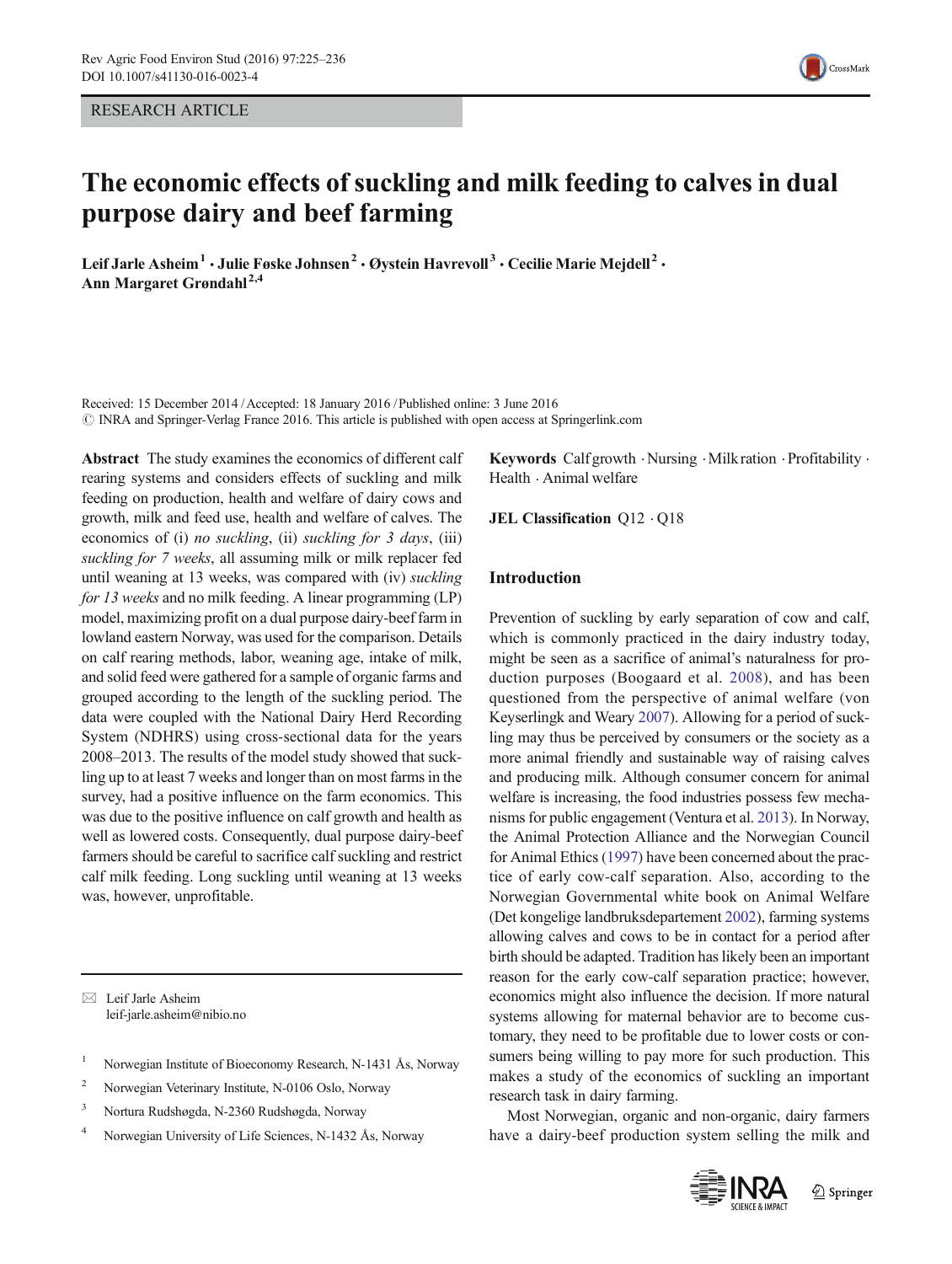RESEARCH ARTICLE

# The economic effects of suckling and milk feeding to calves in dual purpose dairy and beef farming

**Leif Jarle Asheim[1] · Julie Føske Johnsen[2] · Øystein Havrevoll[3] · Cecilie Marie Mejdell[2] · Ann Margaret Grøndahl[2,4]**

Received: 15 December 2014 / Accepted: 18 January 2016 / Published online: 3 June 2016
© INRA and Springer-Verlag France 2016. This article is published with open access at Springerlink.com

**Abstract** The study examines the economics of different calf rearing systems and considers effects of suckling and milk feeding on production, health and welfare of dairy cows and growth, milk and feed use, health and welfare of calves. The economics of (i) *no suckling*, (ii) *suckling for 3 days*, (iii) *suckling for 7 weeks*, all assuming milk or milk replacer fed until weaning at 13 weeks, was compared with (iv) *suckling for 13 weeks* and no milk feeding. A linear programming (LP) model, maximizing profit on a dual purpose dairy-beef farm in lowland eastern Norway, was used for the comparison. Details on calf rearing methods, labor, weaning age, intake of milk, and solid feed were gathered for a sample of organic farms and grouped according to the length of the suckling period. The data were coupled with the National Dairy Herd Recording System (NDHRS) using cross-sectional data for the years 2008–2013. The results of the model study showed that suckling up to at least 7 weeks and longer than on most farms in the survey, had a positive influence on the farm economics. This was due to the positive influence on calf growth and health as well as lowered costs. Consequently, dual purpose dairy-beef farmers should be careful to sacrifice calf suckling and restrict calf milk feeding. Long suckling until weaning at 13 weeks was, however, unprofitable.

**Keywords** Calf growth · Nursing · Milk ration · Profitability · Health · Animal welfare

**JEL Classification** Q12 · Q18

✉ Leif Jarle Asheim
leif-jarle.asheim@nibio.no

[1] Norwegian Institute of Bioeconomy Research, N-1431 Ås, Norway

[2] Norwegian Veterinary Institute, N-0106 Oslo, Norway

[3] Nortura Rudshøgda, N-2360 Rudshøgda, Norway

[4] Norwegian University of Life Sciences, N-1432 Ås, Norway

## Introduction

Prevention of suckling by early separation of cow and calf, which is commonly practiced in the dairy industry today, might be seen as a sacrifice of animal's naturalness for production purposes (Boogaard et al. 2008), and has been questioned from the perspective of animal welfare (von Keyserlingk and Weary 2007). Allowing for a period of suckling may thus be perceived by consumers or the society as a more animal friendly and sustainable way of raising calves and producing milk. Although consumer concern for animal welfare is increasing, the food industries possess few mechanisms for public engagement (Ventura et al. 2013). In Norway, the Animal Protection Alliance and the Norwegian Council for Animal Ethics (1997) have been concerned about the practice of early cow-calf separation. Also, according to the Norwegian Governmental white book on Animal Welfare (Det kongelige landbruksdepartement 2002), farming systems allowing calves and cows to be in contact for a period after birth should be adapted. Tradition has likely been an important reason for the early cow-calf separation practice; however, economics might also influence the decision. If more natural systems allowing for maternal behavior are to become customary, they need to be profitable due to lower costs or consumers being willing to pay more for such production. This makes a study of the economics of suckling an important research task in dairy farming.

Most Norwegian, organic and non-organic, dairy farmers have a dairy-beef production system selling the milk and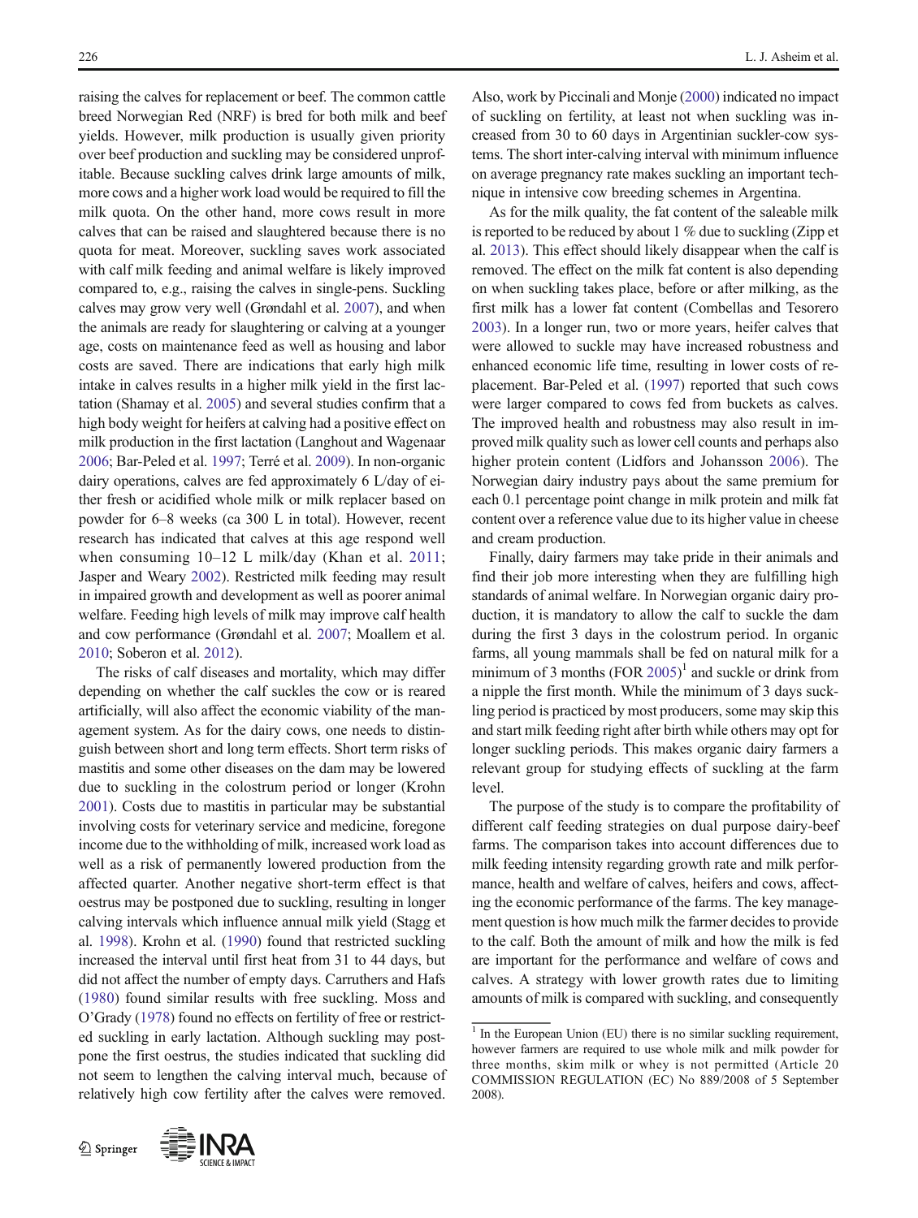raising the calves for replacement or beef. The common cattle breed Norwegian Red (NRF) is bred for both milk and beef yields. However, milk production is usually given priority over beef production and suckling may be considered unprofitable. Because suckling calves drink large amounts of milk, more cows and a higher work load would be required to fill the milk quota. On the other hand, more cows result in more calves that can be raised and slaughtered because there is no quota for meat. Moreover, suckling saves work associated with calf milk feeding and animal welfare is likely improved compared to, e.g., raising the calves in single-pens. Suckling calves may grow very well (Grøndahl et al. 2007), and when the animals are ready for slaughtering or calving at a younger age, costs on maintenance feed as well as housing and labor costs are saved. There are indications that early high milk intake in calves results in a higher milk yield in the first lactation (Shamay et al. 2005) and several studies confirm that a high body weight for heifers at calving had a positive effect on milk production in the first lactation (Langhout and Wagenaar 2006; Bar-Peled et al. 1997; Terré et al. 2009). In non-organic dairy operations, calves are fed approximately 6 L/day of either fresh or acidified whole milk or milk replacer based on powder for 6–8 weeks (ca 300 L in total). However, recent research has indicated that calves at this age respond well when consuming 10–12 L milk/day (Khan et al. 2011; Jasper and Weary 2002). Restricted milk feeding may result in impaired growth and development as well as poorer animal welfare. Feeding high levels of milk may improve calf health and cow performance (Grøndahl et al. 2007; Moallem et al. 2010; Soberon et al. 2012).

The risks of calf diseases and mortality, which may differ depending on whether the calf suckles the cow or is reared artificially, will also affect the economic viability of the management system. As for the dairy cows, one needs to distinguish between short and long term effects. Short term risks of mastitis and some other diseases on the dam may be lowered due to suckling in the colostrum period or longer (Krohn 2001). Costs due to mastitis in particular may be substantial involving costs for veterinary service and medicine, foregone income due to the withholding of milk, increased work load as well as a risk of permanently lowered production from the affected quarter. Another negative short-term effect is that oestrus may be postponed due to suckling, resulting in longer calving intervals which influence annual milk yield (Stagg et al. 1998). Krohn et al. (1990) found that restricted suckling increased the interval until first heat from 31 to 44 days, but did not affect the number of empty days. Carruthers and Hafs (1980) found similar results with free suckling. Moss and O'Grady (1978) found no effects on fertility of free or restricted suckling in early lactation. Although suckling may postpone the first oestrus, the studies indicated that suckling did not seem to lengthen the calving interval much, because of relatively high cow fertility after the calves were removed. Also, work by Piccinali and Monje (2000) indicated no impact of suckling on fertility, at least not when suckling was increased from 30 to 60 days in Argentinian suckler-cow systems. The short inter-calving interval with minimum influence on average pregnancy rate makes suckling an important technique in intensive cow breeding schemes in Argentina.

As for the milk quality, the fat content of the saleable milk is reported to be reduced by about 1 % due to suckling (Zipp et al. 2013). This effect should likely disappear when the calf is removed. The effect on the milk fat content is also depending on when suckling takes place, before or after milking, as the first milk has a lower fat content (Combellas and Tesorero 2003). In a longer run, two or more years, heifer calves that were allowed to suckle may have increased robustness and enhanced economic life time, resulting in lower costs of replacement. Bar-Peled et al. (1997) reported that such cows were larger compared to cows fed from buckets as calves. The improved health and robustness may also result in improved milk quality such as lower cell counts and perhaps also higher protein content (Lidfors and Johansson 2006). The Norwegian dairy industry pays about the same premium for each 0.1 percentage point change in milk protein and milk fat content over a reference value due to its higher value in cheese and cream production.

Finally, dairy farmers may take pride in their animals and find their job more interesting when they are fulfilling high standards of animal welfare. In Norwegian organic dairy production, it is mandatory to allow the calf to suckle the dam during the first 3 days in the colostrum period. In organic farms, all young mammals shall be fed on natural milk for a minimum of 3 months (FOR 2005)[1] and suckle or drink from a nipple the first month. While the minimum of 3 days suckling period is practiced by most producers, some may skip this and start milk feeding right after birth while others may opt for longer suckling periods. This makes organic dairy farmers a relevant group for studying effects of suckling at the farm level.

The purpose of the study is to compare the profitability of different calf feeding strategies on dual purpose dairy-beef farms. The comparison takes into account differences due to milk feeding intensity regarding growth rate and milk performance, health and welfare of calves, heifers and cows, affecting the economic performance of the farms. The key management question is how much milk the farmer decides to provide to the calf. Both the amount of milk and how the milk is fed are important for the performance and welfare of cows and calves. A strategy with lower growth rates due to limiting amounts of milk is compared with suckling, and consequently

[1] In the European Union (EU) there is no similar suckling requirement, however farmers are required to use whole milk and milk powder for three months, skim milk or whey is not permitted (Article 20 COMMISSION REGULATION (EC) No 889/2008 of 5 September 2008).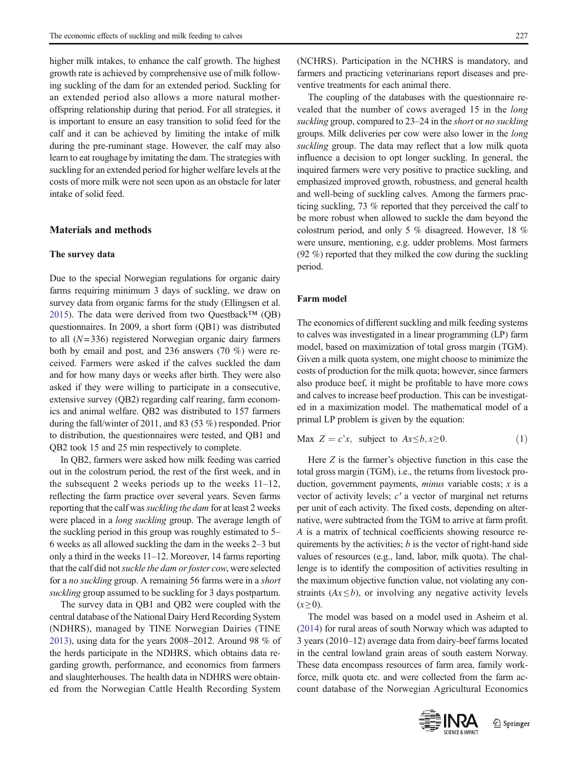higher milk intakes, to enhance the calf growth. The highest growth rate is achieved by comprehensive use of milk following suckling of the dam for an extended period. Suckling for an extended period also allows a more natural mother-offspring relationship during that period. For all strategies, it is important to ensure an easy transition to solid feed for the calf and it can be achieved by limiting the intake of milk during the pre-ruminant stage. However, the calf may also learn to eat roughage by imitating the dam. The strategies with suckling for an extended period for higher welfare levels at the costs of more milk were not seen upon as an obstacle for later intake of solid feed.

## Materials and methods

### The survey data

Due to the special Norwegian regulations for organic dairy farms requiring minimum 3 days of suckling, we draw on survey data from organic farms for the study (Ellingsen et al. 2015). The data were derived from two Questback™ (QB) questionnaires. In 2009, a short form (QB1) was distributed to all ($N = 336$) registered Norwegian organic dairy farmers both by email and post, and 236 answers (70 %) were received. Farmers were asked if the calves suckled the dam and for how many days or weeks after birth. They were also asked if they were willing to participate in a consecutive, extensive survey (QB2) regarding calf rearing, farm economics and animal welfare. QB2 was distributed to 157 farmers during the fall/winter of 2011, and 83 (53 %) responded. Prior to distribution, the questionnaires were tested, and QB1 and QB2 took 15 and 25 min respectively to complete.

In QB2, farmers were asked how milk feeding was carried out in the colostrum period, the rest of the first week, and in the subsequent 2 weeks periods up to the weeks 11–12, reflecting the farm practice over several years. Seven farms reporting that the calf was *suckling the dam* for at least 2 weeks were placed in a *long suckling* group. The average length of the suckling period in this group was roughly estimated to 5–6 weeks as all allowed suckling the dam in the weeks 2–3 but only a third in the weeks 11–12. Moreover, 14 farms reporting that the calf did not *suckle the dam or foster cow*, were selected for a *no suckling* group. A remaining 56 farms were in a *short suckling* group assumed to be suckling for 3 days postpartum.

The survey data in QB1 and QB2 were coupled with the central database of the National Dairy Herd Recording System (NDHRS), managed by TINE Norwegian Dairies (TINE 2013), using data for the years 2008–2012. Around 98 % of the herds participate in the NDHRS, which obtains data regarding growth, performance, and economics from farmers and slaughterhouses. The health data in NDHRS were obtained from the Norwegian Cattle Health Recording System (NCHRS). Participation in the NCHRS is mandatory, and farmers and practicing veterinarians report diseases and preventive treatments for each animal there.

The coupling of the databases with the questionnaire revealed that the number of cows averaged 15 in the *long suckling* group, compared to 23–24 in the *short* or *no suckling* groups. Milk deliveries per cow were also lower in the *long suckling* group. The data may reflect that a low milk quota influence a decision to opt longer suckling. In general, the inquired farmers were very positive to practice suckling, and emphasized improved growth, robustness, and general health and well-being of suckling calves. Among the farmers practicing suckling, 73 % reported that they perceived the calf to be more robust when allowed to suckle the dam beyond the colostrum period, and only 5 % disagreed. However, 18 % were unsure, mentioning, e.g. udder problems. Most farmers (92 %) reported that they milked the cow during the suckling period.

### Farm model

The economics of different suckling and milk feeding systems to calves was investigated in a linear programming (LP) farm model, based on maximization of total gross margin (TGM). Given a milk quota system, one might choose to minimize the costs of production for the milk quota; however, since farmers also produce beef, it might be profitable to have more cows and calves to increase beef production. This can be investigated in a maximization model. The mathematical model of a primal LP problem is given by the equation:

$$\text{Max} \;\; Z = c'x, \;\; \text{subject to} \;\; Ax \leq b, x \geq 0. \tag{1}$$

Here $Z$ is the farmer's objective function in this case the total gross margin (TGM), i.e., the returns from livestock production, government payments, *minus* variable costs; $x$ is a vector of activity levels; $c'$ a vector of marginal net returns per unit of each activity. The fixed costs, depending on alternative, were subtracted from the TGM to arrive at farm profit. $A$ is a matrix of technical coefficients showing resource requirements by the activities; $b$ is the vector of right-hand side values of resources (e.g., land, labor, milk quota). The challenge is to identify the composition of activities resulting in the maximum objective function value, not violating any constraints ($Ax \leq b$), or involving any negative activity levels ($x \geq 0$).

The model was based on a model used in Asheim et al. (2014) for rural areas of south Norway which was adapted to 3 years (2010–12) average data from dairy-beef farms located in the central lowland grain areas of south eastern Norway. These data encompass resources of farm area, family workforce, milk quota etc. and were collected from the farm account database of the Norwegian Agricultural Economics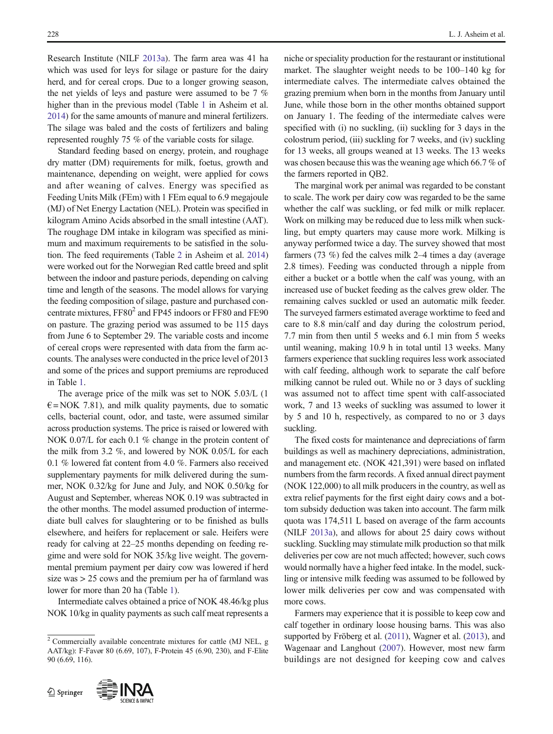Research Institute (NILF 2013a). The farm area was 41 ha which was used for leys for silage or pasture for the dairy herd, and for cereal crops. Due to a longer growing season, the net yields of leys and pasture were assumed to be 7 % higher than in the previous model (Table 1 in Asheim et al. 2014) for the same amounts of manure and mineral fertilizers. The silage was baled and the costs of fertilizers and baling represented roughly 75 % of the variable costs for silage.

Standard feeding based on energy, protein, and roughage dry matter (DM) requirements for milk, foetus, growth and maintenance, depending on weight, were applied for cows and after weaning of calves. Energy was specified as Feeding Units Milk (FEm) with 1 FEm equal to 6.9 megajoule (MJ) of Net Energy Lactation (NEL). Protein was specified in kilogram Amino Acids absorbed in the small intestine (AAT). The roughage DM intake in kilogram was specified as minimum and maximum requirements to be satisfied in the solution. The feed requirements (Table 2 in Asheim et al. 2014) were worked out for the Norwegian Red cattle breed and split between the indoor and pasture periods, depending on calving time and length of the seasons. The model allows for varying the feeding composition of silage, pasture and purchased concentrate mixtures, FF80[2] and FP45 indoors or FF80 and FE90 on pasture. The grazing period was assumed to be 115 days from June 6 to September 29. The variable costs and income of cereal crops were represented with data from the farm accounts. The analyses were conducted in the price level of 2013 and some of the prices and support premiums are reproduced in Table 1.

The average price of the milk was set to NOK 5.03/L (1 €= NOK 7.81), and milk quality payments, due to somatic cells, bacterial count, odor, and taste, were assumed similar across production systems. The price is raised or lowered with NOK 0.07/L for each 0.1 % change in the protein content of the milk from 3.2 %, and lowered by NOK 0.05/L for each 0.1 % lowered fat content from 4.0 %. Farmers also received supplementary payments for milk delivered during the summer, NOK 0.32/kg for June and July, and NOK 0.50/kg for August and September, whereas NOK 0.19 was subtracted in the other months. The model assumed production of intermediate bull calves for slaughtering or to be finished as bulls elsewhere, and heifers for replacement or sale. Heifers were ready for calving at 22–25 months depending on feeding regime and were sold for NOK 35/kg live weight. The governmental premium payment per dairy cow was lowered if herd size was > 25 cows and the premium per ha of farmland was lower for more than 20 ha (Table 1).

Intermediate calves obtained a price of NOK 48.46/kg plus NOK 10/kg in quality payments as such calf meat represents a niche or speciality production for the restaurant or institutional market. The slaughter weight needs to be 100–140 kg for intermediate calves. The intermediate calves obtained the grazing premium when born in the months from January until June, while those born in the other months obtained support on January 1. The feeding of the intermediate calves were specified with (i) no suckling, (ii) suckling for 3 days in the colostrum period, (iii) suckling for 7 weeks, and (iv) suckling for 13 weeks, all groups weaned at 13 weeks. The 13 weeks was chosen because this was the weaning age which 66.7 % of the farmers reported in QB2.

The marginal work per animal was regarded to be constant to scale. The work per dairy cow was regarded to be the same whether the calf was suckling, or fed milk or milk replacer. Work on milking may be reduced due to less milk when suckling, but empty quarters may cause more work. Milking is anyway performed twice a day. The survey showed that most farmers (73 %) fed the calves milk 2–4 times a day (average 2.8 times). Feeding was conducted through a nipple from either a bucket or a bottle when the calf was young, with an increased use of bucket feeding as the calves grew older. The remaining calves suckled or used an automatic milk feeder. The surveyed farmers estimated average worktime to feed and care to 8.8 min/calf and day during the colostrum period, 7.7 min from then until 5 weeks and 6.1 min from 5 weeks until weaning, making 10.9 h in total until 13 weeks. Many farmers experience that suckling requires less work associated with calf feeding, although work to separate the calf before milking cannot be ruled out. While no or 3 days of suckling was assumed not to affect time spent with calf-associated work, 7 and 13 weeks of suckling was assumed to lower it by 5 and 10 h, respectively, as compared to no or 3 days suckling.

The fixed costs for maintenance and depreciations of farm buildings as well as machinery depreciations, administration, and management etc. (NOK 421,391) were based on inflated numbers from the farm records. A fixed annual direct payment (NOK 122,000) to all milk producers in the country, as well as extra relief payments for the first eight dairy cows and a bottom subsidy deduction was taken into account. The farm milk quota was 174,511 L based on average of the farm accounts (NILF 2013a), and allows for about 25 dairy cows without suckling. Suckling may stimulate milk production so that milk deliveries per cow are not much affected; however, such cows would normally have a higher feed intake. In the model, suckling or intensive milk feeding was assumed to be followed by lower milk deliveries per cow and was compensated with more cows.

Farmers may experience that it is possible to keep cow and calf together in ordinary loose housing barns. This was also supported by Fröberg et al. (2011), Wagner et al. (2013), and Wagenaar and Langhout (2007). However, most new farm buildings are not designed for keeping cow and calves

---

[2] Commercially available concentrate mixtures for cattle (MJ NEL, g AAT/kg): F-Favør 80 (6.69, 107), F-Protein 45 (6.90, 230), and F-Elite 90 (6.69, 116).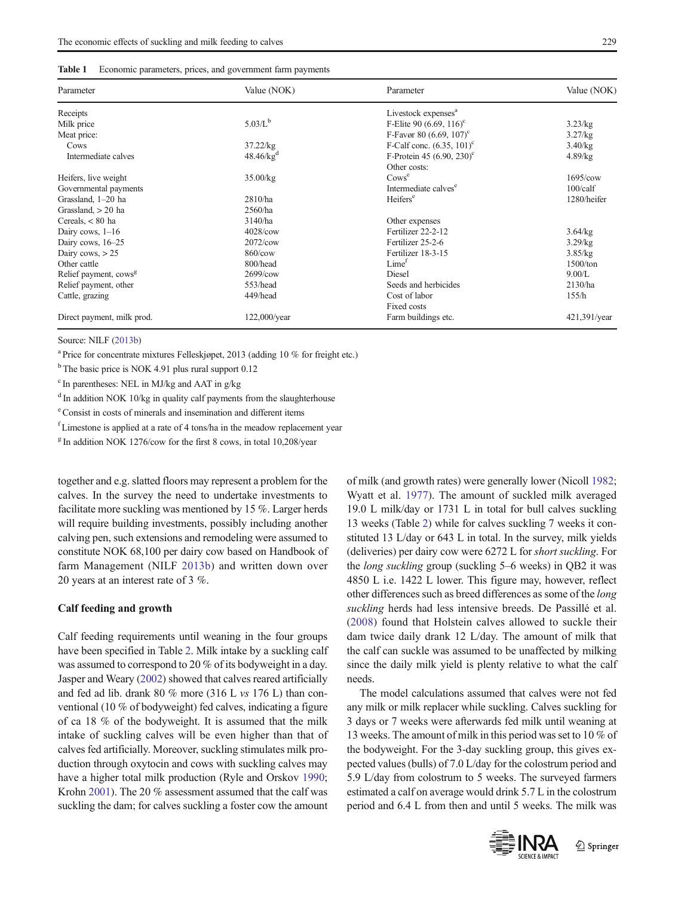**Table 1** Economic parameters, prices, and government farm payments

| Parameter | Value (NOK) | Parameter | Value (NOK) |
|---|---|---|---|
| Receipts | | Livestock expenses[a] | |
| Milk price | 5.03/L[b] | F-Elite 90 (6.69, 116)[c] | 3.23/kg |
| Meat price: | | F-Favør 80 (6.69, 107)[c] | 3.27/kg |
| Cows | 37.22/kg | F-Calf conc. (6.35, 101)[c] | 3.40/kg |
| Intermediate calves | 48.46/kg[d] | F-Protein 45 (6.90, 230)[c] | 4.89/kg |
| | | Other costs: | |
| Heifers, live weight | 35.00/kg | Cows[e] | 1695/cow |
| Governmental payments | | Intermediate calves[e] | 100/calf |
| Grassland, 1–20 ha | 2810/ha | Heifers[e] | 1280/heifer |
| Grassland, > 20 ha | 2560/ha | | |
| Cereals, < 80 ha | 3140/ha | Other expenses | |
| Dairy cows, 1–16 | 4028/cow | Fertilizer 22-2-12 | 3.64/kg |
| Dairy cows, 16–25 | 2072/cow | Fertilizer 25-2-6 | 3.29/kg |
| Dairy cows, > 25 | 860/cow | Fertilizer 18-3-15 | 3.85/kg |
| Other cattle | 800/head | Lime[f] | 1500/ton |
| Relief payment, cows[g] | 2699/cow | Diesel | 9.00/L |
| Relief payment, other | 553/head | Seeds and herbicides | 2130/ha |
| Cattle, grazing | 449/head | Cost of labor | 155/h |
| | | Fixed costs | |
| Direct payment, milk prod. | 122,000/year | Farm buildings etc. | 421,391/year |

Source: NILF (2013b)

[a] Price for concentrate mixtures Felleskjøpet, 2013 (adding 10 % for freight etc.)

[b] The basic price is NOK 4.91 plus rural support 0.12

[c] In parentheses: NEL in MJ/kg and AAT in g/kg

[d] In addition NOK 10/kg in quality calf payments from the slaughterhouse

[e] Consist in costs of minerals and insemination and different items

[f] Limestone is applied at a rate of 4 tons/ha in the meadow replacement year

[g] In addition NOK 1276/cow for the first 8 cows, in total 10,208/year

together and e.g. slatted floors may represent a problem for the calves. In the survey the need to undertake investments to facilitate more suckling was mentioned by 15 %. Larger herds will require building investments, possibly including another calving pen, such extensions and remodeling were assumed to constitute NOK 68,100 per dairy cow based on Handbook of farm Management (NILF 2013b) and written down over 20 years at an interest rate of 3 %.

### Calf feeding and growth

Calf feeding requirements until weaning in the four groups have been specified in Table 2. Milk intake by a suckling calf was assumed to correspond to 20 % of its bodyweight in a day. Jasper and Weary (2002) showed that calves reared artificially and fed ad lib. drank 80 % more (316 L *vs* 176 L) than conventional (10 % of bodyweight) fed calves, indicating a figure of ca 18 % of the bodyweight. It is assumed that the milk intake of suckling calves will be even higher than that of calves fed artificially. Moreover, suckling stimulates milk production through oxytocin and cows with suckling calves may have a higher total milk production (Ryle and Orskov 1990; Krohn 2001). The 20 % assessment assumed that the calf was suckling the dam; for calves suckling a foster cow the amount of milk (and growth rates) were generally lower (Nicoll 1982; Wyatt et al. 1977). The amount of suckled milk averaged 19.0 L milk/day or 1731 L in total for bull calves suckling 13 weeks (Table 2) while for calves suckling 7 weeks it constituted 13 L/day or 643 L in total. In the survey, milk yields (deliveries) per dairy cow were 6272 L for *short suckling*. For the *long suckling* group (suckling 5–6 weeks) in QB2 it was 4850 L i.e. 1422 L lower. This figure may, however, reflect other differences such as breed differences as some of the *long suckling* herds had less intensive breeds. De Passillé et al. (2008) found that Holstein calves allowed to suckle their dam twice daily drank 12 L/day. The amount of milk that the calf can suckle was assumed to be unaffected by milking since the daily milk yield is plenty relative to what the calf needs.

The model calculations assumed that calves were not fed any milk or milk replacer while suckling. Calves suckling for 3 days or 7 weeks were afterwards fed milk until weaning at 13 weeks. The amount of milk in this period was set to 10 % of the bodyweight. For the 3-day suckling group, this gives expected values (bulls) of 7.0 L/day for the colostrum period and 5.9 L/day from colostrum to 5 weeks. The surveyed farmers estimated a calf on average would drink 5.7 L in the colostrum period and 6.4 L from then and until 5 weeks. The milk was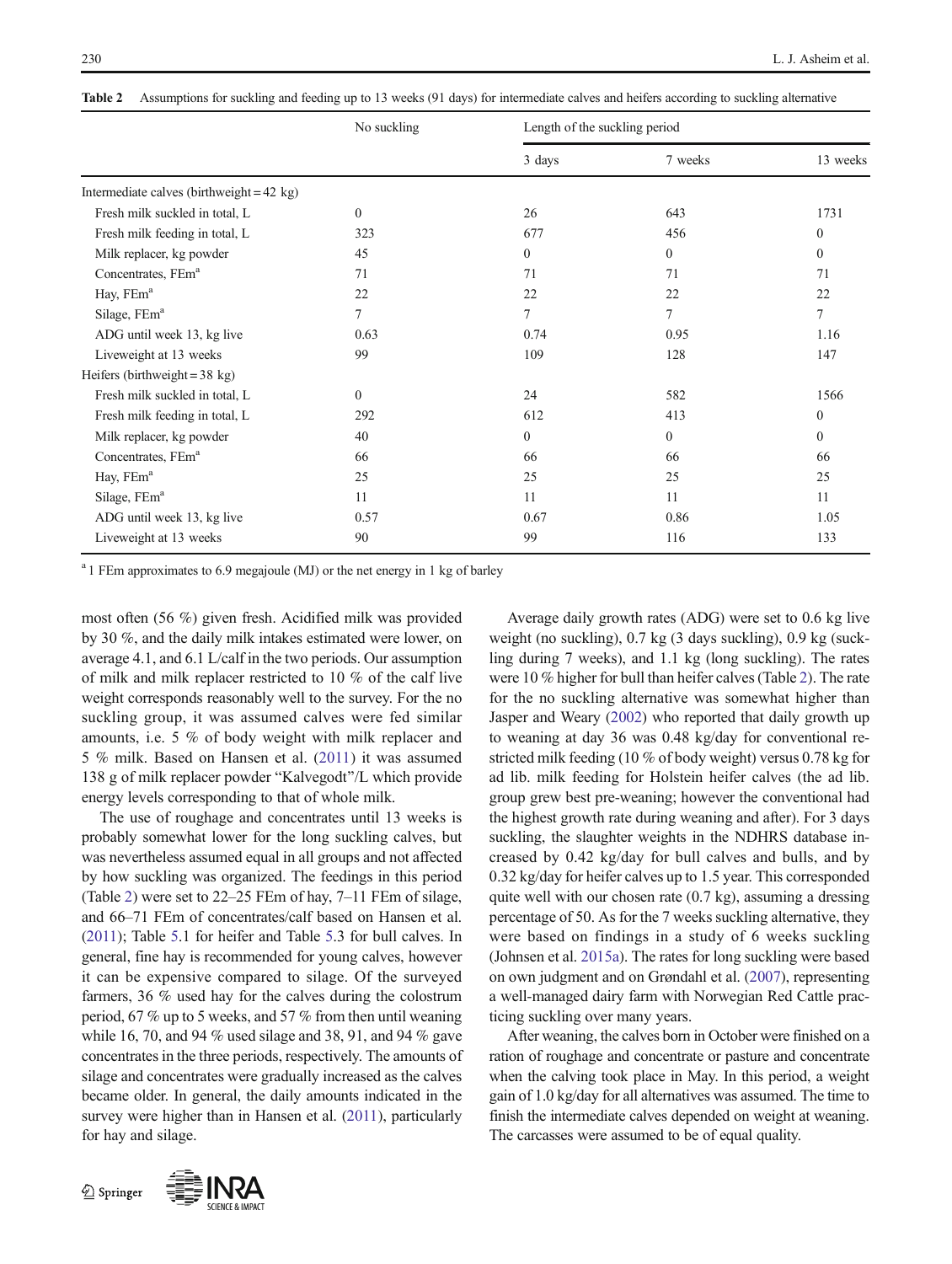**Table 2** Assumptions for suckling and feeding up to 13 weeks (91 days) for intermediate calves and heifers according to suckling alternative

| | No suckling | Length of the suckling period | | |
|---|---|---|---|---|
| | | 3 days | 7 weeks | 13 weeks |
| Intermediate calves (birthweight = 42 kg) | | | | |
| Fresh milk suckled in total, L | 0 | 26 | 643 | 1731 |
| Fresh milk feeding in total, L | 323 | 677 | 456 | 0 |
| Milk replacer, kg powder | 45 | 0 | 0 | 0 |
| Concentrates, FEm[a] | 71 | 71 | 71 | 71 |
| Hay, FEm[a] | 22 | 22 | 22 | 22 |
| Silage, FEm[a] | 7 | 7 | 7 | 7 |
| ADG until week 13, kg live | 0.63 | 0.74 | 0.95 | 1.16 |
| Liveweight at 13 weeks | 99 | 109 | 128 | 147 |
| Heifers (birthweight = 38 kg) | | | | |
| Fresh milk suckled in total, L | 0 | 24 | 582 | 1566 |
| Fresh milk feeding in total, L | 292 | 612 | 413 | 0 |
| Milk replacer, kg powder | 40 | 0 | 0 | 0 |
| Concentrates, FEm[a] | 66 | 66 | 66 | 66 |
| Hay, FEm[a] | 25 | 25 | 25 | 25 |
| Silage, FEm[a] | 11 | 11 | 11 | 11 |
| ADG until week 13, kg live | 0.57 | 0.67 | 0.86 | 1.05 |
| Liveweight at 13 weeks | 90 | 99 | 116 | 133 |

[a] 1 FEm approximates to 6.9 megajoule (MJ) or the net energy in 1 kg of barley

most often (56 %) given fresh. Acidified milk was provided by 30 %, and the daily milk intakes estimated were lower, on average 4.1, and 6.1 L/calf in the two periods. Our assumption of milk and milk replacer restricted to 10 % of the calf live weight corresponds reasonably well to the survey. For the no suckling group, it was assumed calves were fed similar amounts, i.e. 5 % of body weight with milk replacer and 5 % milk. Based on Hansen et al. (2011) it was assumed 138 g of milk replacer powder "Kalvegodt"/L which provide energy levels corresponding to that of whole milk.

The use of roughage and concentrates until 13 weeks is probably somewhat lower for the long suckling calves, but was nevertheless assumed equal in all groups and not affected by how suckling was organized. The feedings in this period (Table 2) were set to 22–25 FEm of hay, 7–11 FEm of silage, and 66–71 FEm of concentrates/calf based on Hansen et al. (2011); Table 5.1 for heifer and Table 5.3 for bull calves. In general, fine hay is recommended for young calves, however it can be expensive compared to silage. Of the surveyed farmers, 36 % used hay for the calves during the colostrum period, 67 % up to 5 weeks, and 57 % from then until weaning while 16, 70, and 94 % used silage and 38, 91, and 94 % gave concentrates in the three periods, respectively. The amounts of silage and concentrates were gradually increased as the calves became older. In general, the daily amounts indicated in the survey were higher than in Hansen et al. (2011), particularly for hay and silage.

Average daily growth rates (ADG) were set to 0.6 kg live weight (no suckling), 0.7 kg (3 days suckling), 0.9 kg (suckling during 7 weeks), and 1.1 kg (long suckling). The rates were 10 % higher for bull than heifer calves (Table 2). The rate for the no suckling alternative was somewhat higher than Jasper and Weary (2002) who reported that daily growth up to weaning at day 36 was 0.48 kg/day for conventional restricted milk feeding (10 % of body weight) versus 0.78 kg for ad lib. milk feeding for Holstein heifer calves (the ad lib. group grew best pre-weaning; however the conventional had the highest growth rate during weaning and after). For 3 days suckling, the slaughter weights in the NDHRS database increased by 0.42 kg/day for bull calves and bulls, and by 0.32 kg/day for heifer calves up to 1.5 year. This corresponded quite well with our chosen rate (0.7 kg), assuming a dressing percentage of 50. As for the 7 weeks suckling alternative, they were based on findings in a study of 6 weeks suckling (Johnsen et al. 2015a). The rates for long suckling were based on own judgment and on Grøndahl et al. (2007), representing a well-managed dairy farm with Norwegian Red Cattle practicing suckling over many years.

After weaning, the calves born in October were finished on a ration of roughage and concentrate or pasture and concentrate when the calving took place in May. In this period, a weight gain of 1.0 kg/day for all alternatives was assumed. The time to finish the intermediate calves depended on weight at weaning. The carcasses were assumed to be of equal quality.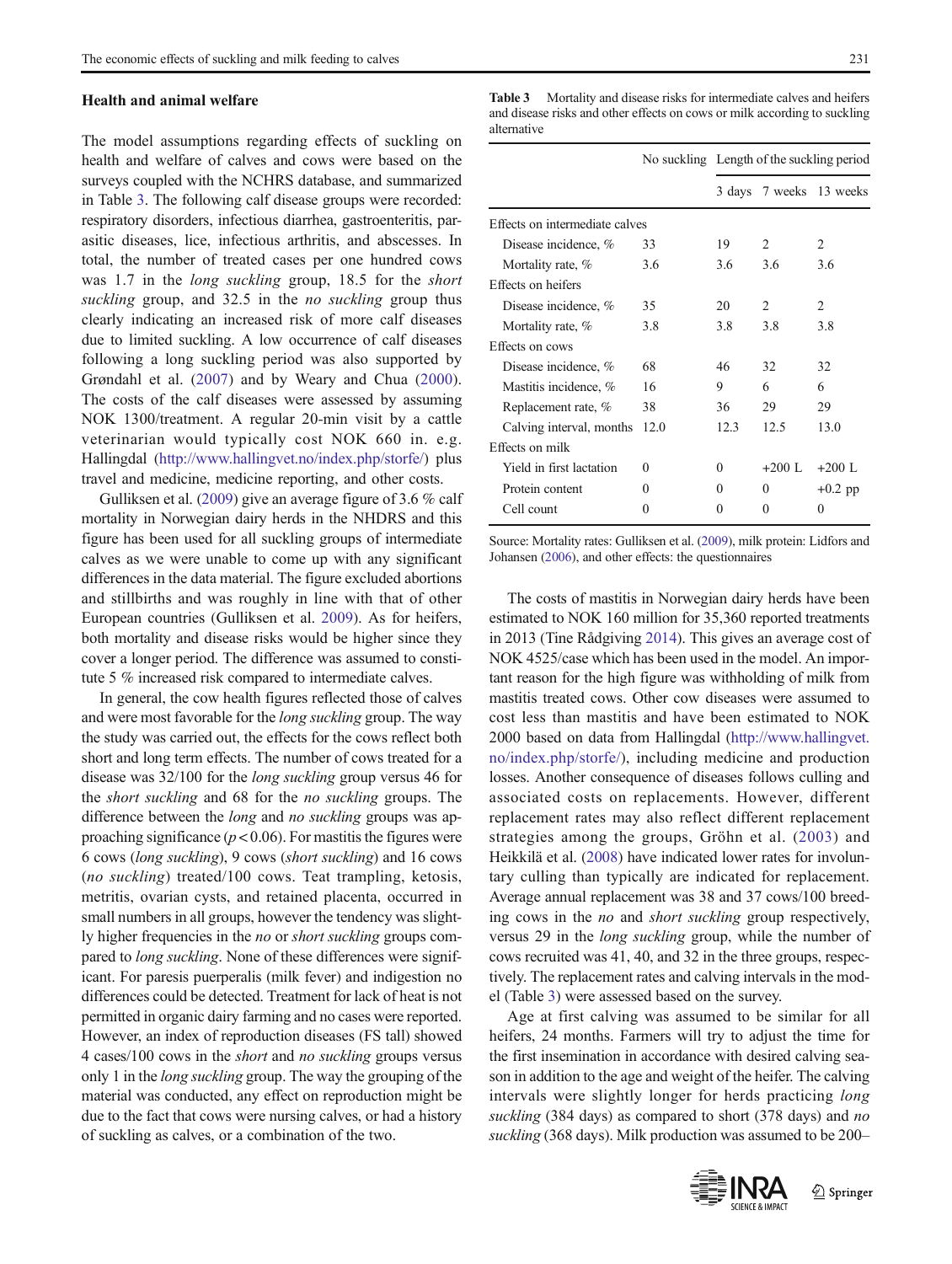### Health and animal welfare

The model assumptions regarding effects of suckling on health and welfare of calves and cows were based on the surveys coupled with the NCHRS database, and summarized in Table 3. The following calf disease groups were recorded: respiratory disorders, infectious diarrhea, gastroenteritis, parasitic diseases, lice, infectious arthritis, and abscesses. In total, the number of treated cases per one hundred cows was 1.7 in the *long suckling* group, 18.5 for the *short suckling* group, and 32.5 in the *no suckling* group thus clearly indicating an increased risk of more calf diseases due to limited suckling. A low occurrence of calf diseases following a long suckling period was also supported by Grøndahl et al. (2007) and by Weary and Chua (2000). The costs of the calf diseases were assessed by assuming NOK 1300/treatment. A regular 20-min visit by a cattle veterinarian would typically cost NOK 660 in. e.g. Hallingdal (http://www.hallingvet.no/index.php/storfe/) plus travel and medicine, medicine reporting, and other costs.

Gulliksen et al. (2009) give an average figure of 3.6 % calf mortality in Norwegian dairy herds in the NHDRS and this figure has been used for all suckling groups of intermediate calves as we were unable to come up with any significant differences in the data material. The figure excluded abortions and stillbirths and was roughly in line with that of other European countries (Gulliksen et al. 2009). As for heifers, both mortality and disease risks would be higher since they cover a longer period. The difference was assumed to constitute 5 % increased risk compared to intermediate calves.

In general, the cow health figures reflected those of calves and were most favorable for the *long suckling* group. The way the study was carried out, the effects for the cows reflect both short and long term effects. The number of cows treated for a disease was 32/100 for the *long suckling* group versus 46 for the *short suckling* and 68 for the *no suckling* groups. The difference between the *long* and *no suckling* groups was approaching significance ($p < 0.06$). For mastitis the figures were 6 cows (*long suckling*), 9 cows (*short suckling*) and 16 cows (*no suckling*) treated/100 cows. Teat trampling, ketosis, metritis, ovarian cysts, and retained placenta, occurred in small numbers in all groups, however the tendency was slightly higher frequencies in the *no* or *short suckling* groups compared to *long suckling*. None of these differences were significant. For paresis puerperalis (milk fever) and indigestion no differences could be detected. Treatment for lack of heat is not permitted in organic dairy farming and no cases were reported. However, an index of reproduction diseases (FS tall) showed 4 cases/100 cows in the *short* and *no suckling* groups versus only 1 in the *long suckling* group. The way the grouping of the material was conducted, any effect on reproduction might be due to the fact that cows were nursing calves, or had a history of suckling as calves, or a combination of the two.

**Table 3** Mortality and disease risks for intermediate calves and heifers and disease risks and other effects on cows or milk according to suckling alternative

| | No suckling | Length of the suckling period | | |
|---|---|---|---|---|
| | | 3 days | 7 weeks | 13 weeks |
| Effects on intermediate calves | | | | |
| Disease incidence, % | 33 | 19 | 2 | 2 |
| Mortality rate, % | 3.6 | 3.6 | 3.6 | 3.6 |
| Effects on heifers | | | | |
| Disease incidence, % | 35 | 20 | 2 | 2 |
| Mortality rate, % | 3.8 | 3.8 | 3.8 | 3.8 |
| Effects on cows | | | | |
| Disease incidence, % | 68 | 46 | 32 | 32 |
| Mastitis incidence, % | 16 | 9 | 6 | 6 |
| Replacement rate, % | 38 | 36 | 29 | 29 |
| Calving interval, months | 12.0 | 12.3 | 12.5 | 13.0 |
| Effects on milk | | | | |
| Yield in first lactation | 0 | 0 | +200 L | +200 L |
| Protein content | 0 | 0 | 0 | +0.2 pp |
| Cell count | 0 | 0 | 0 | 0 |

Source: Mortality rates: Gulliksen et al. (2009), milk protein: Lidfors and Johansen (2006), and other effects: the questionnaires

The costs of mastitis in Norwegian dairy herds have been estimated to NOK 160 million for 35,360 reported treatments in 2013 (Tine Rådgiving 2014). This gives an average cost of NOK 4525/case which has been used in the model. An important reason for the high figure was withholding of milk from mastitis treated cows. Other cow diseases were assumed to cost less than mastitis and have been estimated to NOK 2000 based on data from Hallingdal (http://www.hallingvet.no/index.php/storfe/), including medicine and production losses. Another consequence of diseases follows culling and associated costs on replacements. However, different replacement rates may also reflect different replacement strategies among the groups, Gröhn et al. (2003) and Heikkilä et al. (2008) have indicated lower rates for involuntary culling than typically are indicated for replacement. Average annual replacement was 38 and 37 cows/100 breeding cows in the *no* and *short suckling* group respectively, versus 29 in the *long suckling* group, while the number of cows recruited was 41, 40, and 32 in the three groups, respectively. The replacement rates and calving intervals in the model (Table 3) were assessed based on the survey.

Age at first calving was assumed to be similar for all heifers, 24 months. Farmers will try to adjust the time for the first insemination in accordance with desired calving season in addition to the age and weight of the heifer. The calving intervals were slightly longer for herds practicing *long suckling* (384 days) as compared to short (378 days) and *no suckling* (368 days). Milk production was assumed to be 200–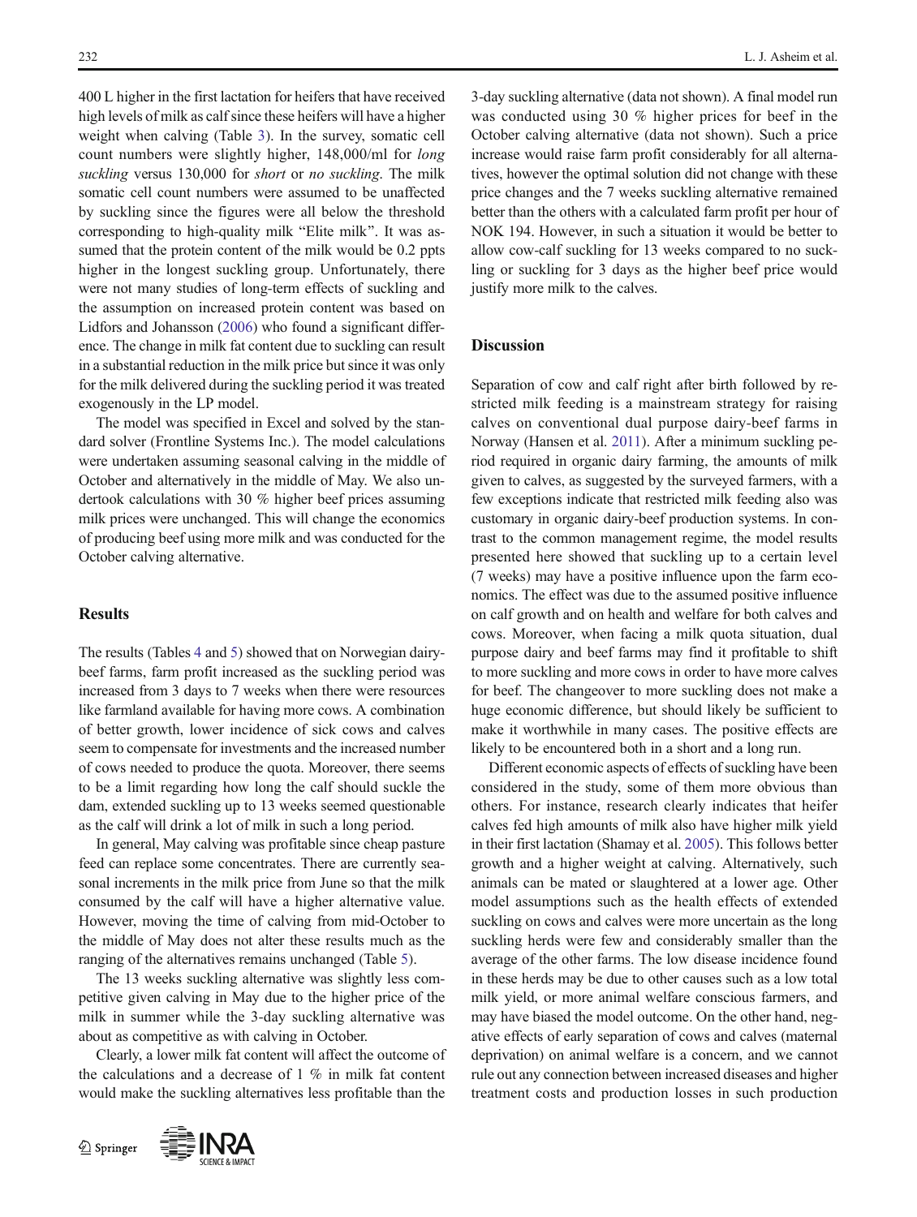400 L higher in the first lactation for heifers that have received high levels of milk as calf since these heifers will have a higher weight when calving (Table 3). In the survey, somatic cell count numbers were slightly higher, 148,000/ml for *long suckling* versus 130,000 for *short* or *no suckling*. The milk somatic cell count numbers were assumed to be unaffected by suckling since the figures were all below the threshold corresponding to high-quality milk "Elite milk". It was assumed that the protein content of the milk would be 0.2 ppts higher in the longest suckling group. Unfortunately, there were not many studies of long-term effects of suckling and the assumption on increased protein content was based on Lidfors and Johansson (2006) who found a significant difference. The change in milk fat content due to suckling can result in a substantial reduction in the milk price but since it was only for the milk delivered during the suckling period it was treated exogenously in the LP model.

The model was specified in Excel and solved by the standard solver (Frontline Systems Inc.). The model calculations were undertaken assuming seasonal calving in the middle of October and alternatively in the middle of May. We also undertook calculations with 30 % higher beef prices assuming milk prices were unchanged. This will change the economics of producing beef using more milk and was conducted for the October calving alternative.

## Results

The results (Tables 4 and 5) showed that on Norwegian dairy-beef farms, farm profit increased as the suckling period was increased from 3 days to 7 weeks when there were resources like farmland available for having more cows. A combination of better growth, lower incidence of sick cows and calves seem to compensate for investments and the increased number of cows needed to produce the quota. Moreover, there seems to be a limit regarding how long the calf should suckle the dam, extended suckling up to 13 weeks seemed questionable as the calf will drink a lot of milk in such a long period.

In general, May calving was profitable since cheap pasture feed can replace some concentrates. There are currently seasonal increments in the milk price from June so that the milk consumed by the calf will have a higher alternative value. However, moving the time of calving from mid-October to the middle of May does not alter these results much as the ranging of the alternatives remains unchanged (Table 5).

The 13 weeks suckling alternative was slightly less competitive given calving in May due to the higher price of the milk in summer while the 3-day suckling alternative was about as competitive as with calving in October.

Clearly, a lower milk fat content will affect the outcome of the calculations and a decrease of 1 % in milk fat content would make the suckling alternatives less profitable than the 3-day suckling alternative (data not shown). A final model run was conducted using 30 % higher prices for beef in the October calving alternative (data not shown). Such a price increase would raise farm profit considerably for all alternatives, however the optimal solution did not change with these price changes and the 7 weeks suckling alternative remained better than the others with a calculated farm profit per hour of NOK 194. However, in such a situation it would be better to allow cow-calf suckling for 13 weeks compared to no suckling or suckling for 3 days as the higher beef price would justify more milk to the calves.

## Discussion

Separation of cow and calf right after birth followed by restricted milk feeding is a mainstream strategy for raising calves on conventional dual purpose dairy-beef farms in Norway (Hansen et al. 2011). After a minimum suckling period required in organic dairy farming, the amounts of milk given to calves, as suggested by the surveyed farmers, with a few exceptions indicate that restricted milk feeding also was customary in organic dairy-beef production systems. In contrast to the common management regime, the model results presented here showed that suckling up to a certain level (7 weeks) may have a positive influence upon the farm economics. The effect was due to the assumed positive influence on calf growth and on health and welfare for both calves and cows. Moreover, when facing a milk quota situation, dual purpose dairy and beef farms may find it profitable to shift to more suckling and more cows in order to have more calves for beef. The changeover to more suckling does not make a huge economic difference, but should likely be sufficient to make it worthwhile in many cases. The positive effects are likely to be encountered both in a short and a long run.

Different economic aspects of effects of suckling have been considered in the study, some of them more obvious than others. For instance, research clearly indicates that heifer calves fed high amounts of milk also have higher milk yield in their first lactation (Shamay et al. 2005). This follows better growth and a higher weight at calving. Alternatively, such animals can be mated or slaughtered at a lower age. Other model assumptions such as the health effects of extended suckling on cows and calves were more uncertain as the long suckling herds were few and considerably smaller than the average of the other farms. The low disease incidence found in these herds may be due to other causes such as a low total milk yield, or more animal welfare conscious farmers, and may have biased the model outcome. On the other hand, negative effects of early separation of cows and calves (maternal deprivation) on animal welfare is a concern, and we cannot rule out any connection between increased diseases and higher treatment costs and production losses in such production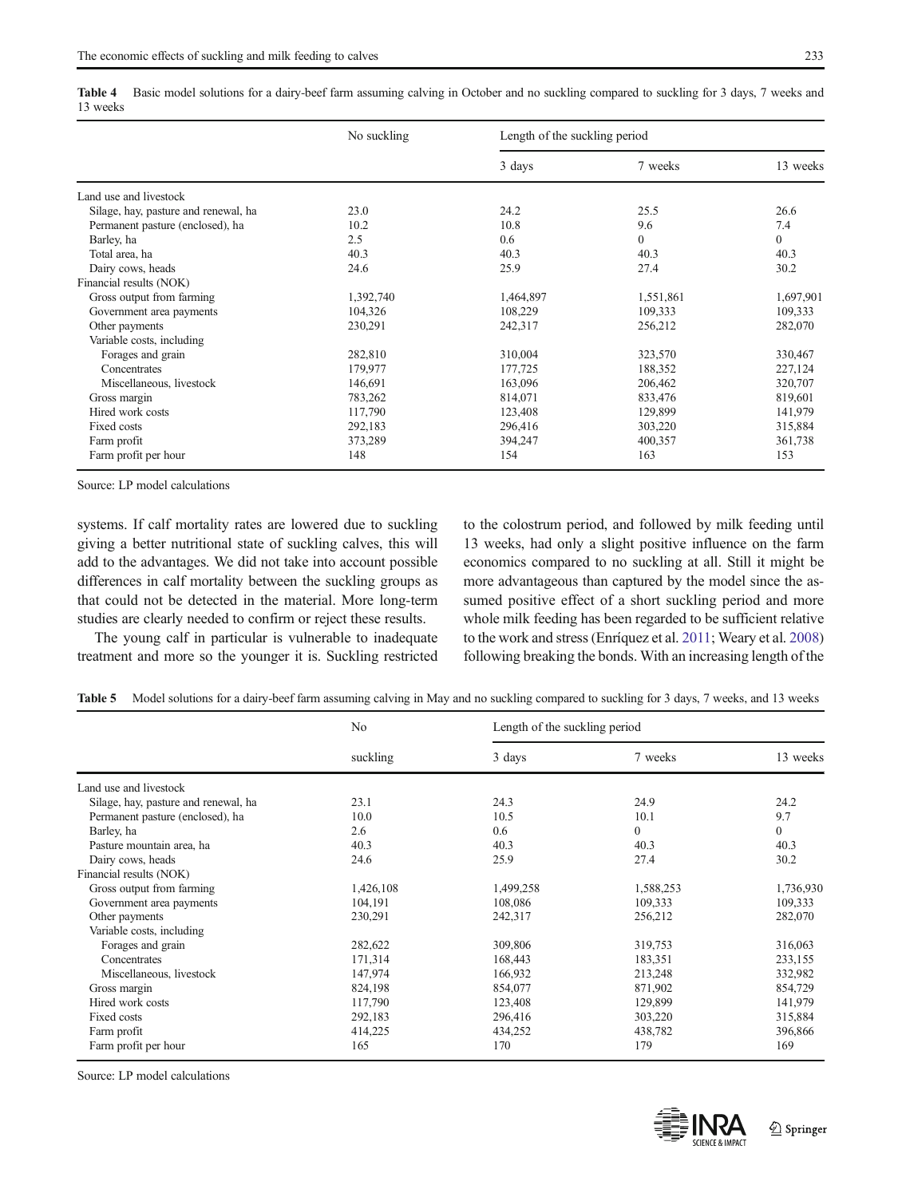**Table 4** Basic model solutions for a dairy-beef farm assuming calving in October and no suckling compared to suckling for 3 days, 7 weeks and 13 weeks

| | No suckling | Length of the suckling period | | |
|---|---|---|---|---|
| | | 3 days | 7 weeks | 13 weeks |
| Land use and livestock | | | | |
| Silage, hay, pasture and renewal, ha | 23.0 | 24.2 | 25.5 | 26.6 |
| Permanent pasture (enclosed), ha | 10.2 | 10.8 | 9.6 | 7.4 |
| Barley, ha | 2.5 | 0.6 | 0 | 0 |
| Total area, ha | 40.3 | 40.3 | 40.3 | 40.3 |
| Dairy cows, heads | 24.6 | 25.9 | 27.4 | 30.2 |
| Financial results (NOK) | | | | |
| Gross output from farming | 1,392,740 | 1,464,897 | 1,551,861 | 1,697,901 |
| Government area payments | 104,326 | 108,229 | 109,333 | 109,333 |
| Other payments | 230,291 | 242,317 | 256,212 | 282,070 |
| Variable costs, including | | | | |
| Forages and grain | 282,810 | 310,004 | 323,570 | 330,467 |
| Concentrates | 179,977 | 177,725 | 188,352 | 227,124 |
| Miscellaneous, livestock | 146,691 | 163,096 | 206,462 | 320,707 |
| Gross margin | 783,262 | 814,071 | 833,476 | 819,601 |
| Hired work costs | 117,790 | 123,408 | 129,899 | 141,979 |
| Fixed costs | 292,183 | 296,416 | 303,220 | 315,884 |
| Farm profit | 373,289 | 394,247 | 400,357 | 361,738 |
| Farm profit per hour | 148 | 154 | 163 | 153 |

Source: LP model calculations

systems. If calf mortality rates are lowered due to suckling giving a better nutritional state of suckling calves, this will add to the advantages. We did not take into account possible differences in calf mortality between the suckling groups as that could not be detected in the material. More long-term studies are clearly needed to confirm or reject these results.

The young calf in particular is vulnerable to inadequate treatment and more so the younger it is. Suckling restricted to the colostrum period, and followed by milk feeding until 13 weeks, had only a slight positive influence on the farm economics compared to no suckling at all. Still it might be more advantageous than captured by the model since the assumed positive effect of a short suckling period and more whole milk feeding has been regarded to be sufficient relative to the work and stress (Enríquez et al. 2011; Weary et al. 2008) following breaking the bonds. With an increasing length of the

**Table 5** Model solutions for a dairy-beef farm assuming calving in May and no suckling compared to suckling for 3 days, 7 weeks, and 13 weeks

| | No suckling | Length of the suckling period | | |
|---|---|---|---|---|
| | | 3 days | 7 weeks | 13 weeks |
| Land use and livestock | | | | |
| Silage, hay, pasture and renewal, ha | 23.1 | 24.3 | 24.9 | 24.2 |
| Permanent pasture (enclosed), ha | 10.0 | 10.5 | 10.1 | 9.7 |
| Barley, ha | 2.6 | 0.6 | 0 | 0 |
| Pasture mountain area, ha | 40.3 | 40.3 | 40.3 | 40.3 |
| Dairy cows, heads | 24.6 | 25.9 | 27.4 | 30.2 |
| Financial results (NOK) | | | | |
| Gross output from farming | 1,426,108 | 1,499,258 | 1,588,253 | 1,736,930 |
| Government area payments | 104,191 | 108,086 | 109,333 | 109,333 |
| Other payments | 230,291 | 242,317 | 256,212 | 282,070 |
| Variable costs, including | | | | |
| Forages and grain | 282,622 | 309,806 | 319,753 | 316,063 |
| Concentrates | 171,314 | 168,443 | 183,351 | 233,155 |
| Miscellaneous, livestock | 147,974 | 166,932 | 213,248 | 332,982 |
| Gross margin | 824,198 | 854,077 | 871,902 | 854,729 |
| Hired work costs | 117,790 | 123,408 | 129,899 | 141,979 |
| Fixed costs | 292,183 | 296,416 | 303,220 | 315,884 |
| Farm profit | 414,225 | 434,252 | 438,782 | 396,866 |
| Farm profit per hour | 165 | 170 | 179 | 169 |

Source: LP model calculations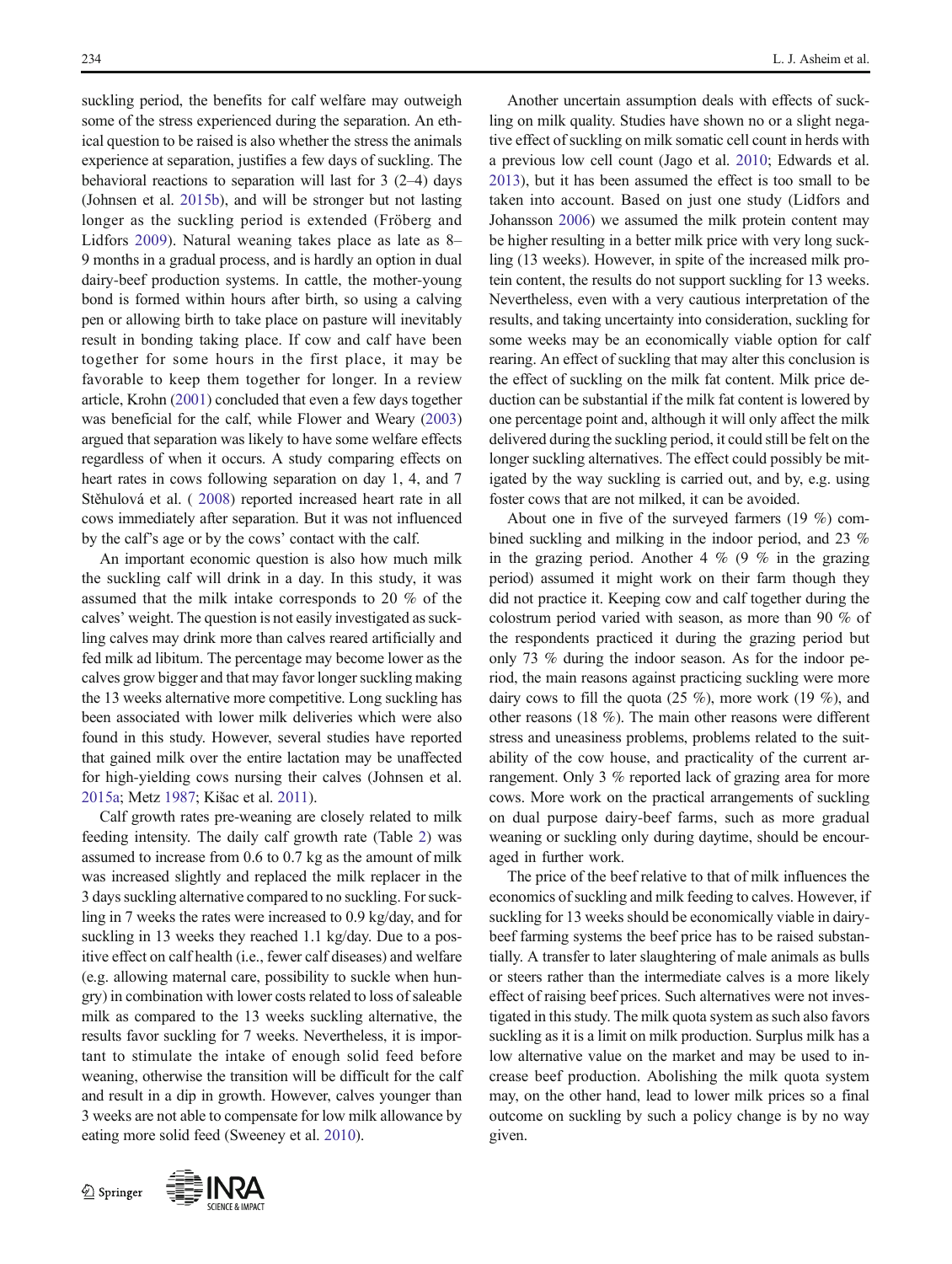suckling period, the benefits for calf welfare may outweigh some of the stress experienced during the separation. An ethical question to be raised is also whether the stress the animals experience at separation, justifies a few days of suckling. The behavioral reactions to separation will last for 3 (2–4) days (Johnsen et al. 2015b), and will be stronger but not lasting longer as the suckling period is extended (Fröberg and Lidfors 2009). Natural weaning takes place as late as 8–9 months in a gradual process, and is hardly an option in dual dairy-beef production systems. In cattle, the mother-young bond is formed within hours after birth, so using a calving pen or allowing birth to take place on pasture will inevitably result in bonding taking place. If cow and calf have been together for some hours in the first place, it may be favorable to keep them together for longer. In a review article, Krohn (2001) concluded that even a few days together was beneficial for the calf, while Flower and Weary (2003) argued that separation was likely to have some welfare effects regardless of when it occurs. A study comparing effects on heart rates in cows following separation on day 1, 4, and 7 Stěhulová et al. ( 2008) reported increased heart rate in all cows immediately after separation. But it was not influenced by the calf's age or by the cows' contact with the calf.

An important economic question is also how much milk the suckling calf will drink in a day. In this study, it was assumed that the milk intake corresponds to 20 % of the calves' weight. The question is not easily investigated as suckling calves may drink more than calves reared artificially and fed milk ad libitum. The percentage may become lower as the calves grow bigger and that may favor longer suckling making the 13 weeks alternative more competitive. Long suckling has been associated with lower milk deliveries which were also found in this study. However, several studies have reported that gained milk over the entire lactation may be unaffected for high-yielding cows nursing their calves (Johnsen et al. 2015a; Metz 1987; Kišac et al. 2011).

Calf growth rates pre-weaning are closely related to milk feeding intensity. The daily calf growth rate (Table 2) was assumed to increase from 0.6 to 0.7 kg as the amount of milk was increased slightly and replaced the milk replacer in the 3 days suckling alternative compared to no suckling. For suckling in 7 weeks the rates were increased to 0.9 kg/day, and for suckling in 13 weeks they reached 1.1 kg/day. Due to a positive effect on calf health (i.e., fewer calf diseases) and welfare (e.g. allowing maternal care, possibility to suckle when hungry) in combination with lower costs related to loss of saleable milk as compared to the 13 weeks suckling alternative, the results favor suckling for 7 weeks. Nevertheless, it is important to stimulate the intake of enough solid feed before weaning, otherwise the transition will be difficult for the calf and result in a dip in growth. However, calves younger than 3 weeks are not able to compensate for low milk allowance by eating more solid feed (Sweeney et al. 2010).

Another uncertain assumption deals with effects of suckling on milk quality. Studies have shown no or a slight negative effect of suckling on milk somatic cell count in herds with a previous low cell count (Jago et al. 2010; Edwards et al. 2013), but it has been assumed the effect is too small to be taken into account. Based on just one study (Lidfors and Johansson 2006) we assumed the milk protein content may be higher resulting in a better milk price with very long suckling (13 weeks). However, in spite of the increased milk protein content, the results do not support suckling for 13 weeks. Nevertheless, even with a very cautious interpretation of the results, and taking uncertainty into consideration, suckling for some weeks may be an economically viable option for calf rearing. An effect of suckling that may alter this conclusion is the effect of suckling on the milk fat content. Milk price deduction can be substantial if the milk fat content is lowered by one percentage point and, although it will only affect the milk delivered during the suckling period, it could still be felt on the longer suckling alternatives. The effect could possibly be mitigated by the way suckling is carried out, and by, e.g. using foster cows that are not milked, it can be avoided.

About one in five of the surveyed farmers (19 %) combined suckling and milking in the indoor period, and 23 % in the grazing period. Another 4 % (9 % in the grazing period) assumed it might work on their farm though they did not practice it. Keeping cow and calf together during the colostrum period varied with season, as more than 90 % of the respondents practiced it during the grazing period but only 73 % during the indoor season. As for the indoor period, the main reasons against practicing suckling were more dairy cows to fill the quota (25 %), more work (19 %), and other reasons (18 %). The main other reasons were different stress and uneasiness problems, problems related to the suitability of the cow house, and practicality of the current arrangement. Only 3 % reported lack of grazing area for more cows. More work on the practical arrangements of suckling on dual purpose dairy-beef farms, such as more gradual weaning or suckling only during daytime, should be encouraged in further work.

The price of the beef relative to that of milk influences the economics of suckling and milk feeding to calves. However, if suckling for 13 weeks should be economically viable in dairy-beef farming systems the beef price has to be raised substantially. A transfer to later slaughtering of male animals as bulls or steers rather than the intermediate calves is a more likely effect of raising beef prices. Such alternatives were not investigated in this study. The milk quota system as such also favors suckling as it is a limit on milk production. Surplus milk has a low alternative value on the market and may be used to increase beef production. Abolishing the milk quota system may, on the other hand, lead to lower milk prices so a final outcome on suckling by such a policy change is by no way given.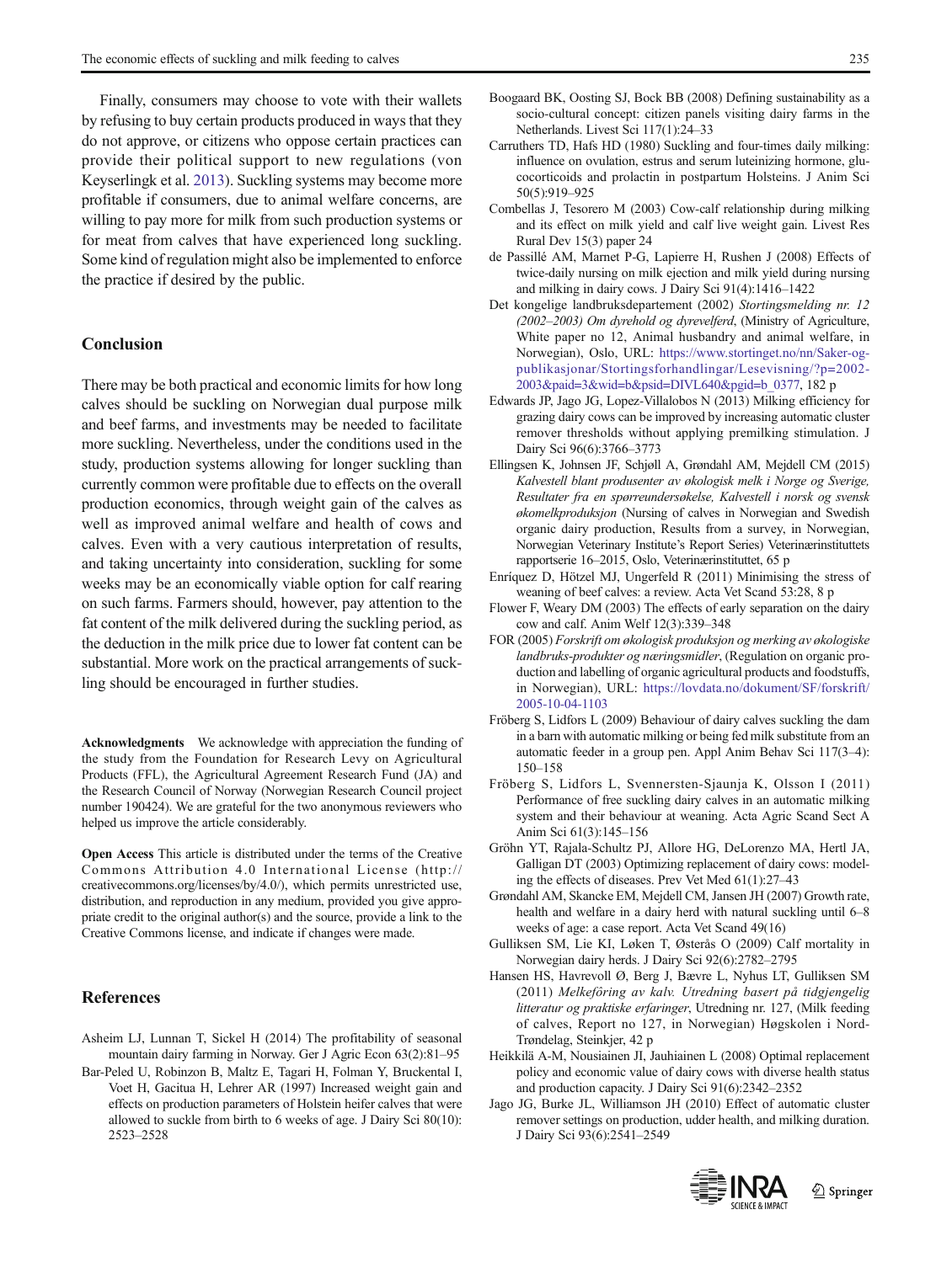Finally, consumers may choose to vote with their wallets by refusing to buy certain products produced in ways that they do not approve, or citizens who oppose certain practices can provide their political support to new regulations (von Keyserlingk et al. 2013). Suckling systems may become more profitable if consumers, due to animal welfare concerns, are willing to pay more for milk from such production systems or for meat from calves that have experienced long suckling. Some kind of regulation might also be implemented to enforce the practice if desired by the public.

## Conclusion

There may be both practical and economic limits for how long calves should be suckling on Norwegian dual purpose milk and beef farms, and investments may be needed to facilitate more suckling. Nevertheless, under the conditions used in the study, production systems allowing for longer suckling than currently common were profitable due to effects on the overall production economics, through weight gain of the calves as well as improved animal welfare and health of cows and calves. Even with a very cautious interpretation of results, and taking uncertainty into consideration, suckling for some weeks may be an economically viable option for calf rearing on such farms. Farmers should, however, pay attention to the fat content of the milk delivered during the suckling period, as the deduction in the milk price due to lower fat content can be substantial. More work on the practical arrangements of suckling should be encouraged in further studies.

**Acknowledgments** We acknowledge with appreciation the funding of the study from the Foundation for Research Levy on Agricultural Products (FFL), the Agricultural Agreement Research Fund (JA) and the Research Council of Norway (Norwegian Research Council project number 190424). We are grateful for the two anonymous reviewers who helped us improve the article considerably.

**Open Access** This article is distributed under the terms of the Creative Commons Attribution 4.0 International License (http://creativecommons.org/licenses/by/4.0/), which permits unrestricted use, distribution, and reproduction in any medium, provided you give appropriate credit to the original author(s) and the source, provide a link to the Creative Commons license, and indicate if changes were made.

## References

Asheim LJ, Lunnan T, Sickel H (2014) The profitability of seasonal mountain dairy farming in Norway. Ger J Agric Econ 63(2):81–95

Bar-Peled U, Robinzon B, Maltz E, Tagari H, Folman Y, Bruckental I, Voet H, Gacitua H, Lehrer AR (1997) Increased weight gain and effects on production parameters of Holstein heifer calves that were allowed to suckle from birth to 6 weeks of age. J Dairy Sci 80(10): 2523–2528

Boogaard BK, Oosting SJ, Bock BB (2008) Defining sustainability as a socio-cultural concept: citizen panels visiting dairy farms in the Netherlands. Livest Sci 117(1):24–33

Carruthers TD, Hafs HD (1980) Suckling and four-times daily milking: influence on ovulation, estrus and serum luteinizing hormone, glucocorticoids and prolactin in postpartum Holsteins. J Anim Sci 50(5):919–925

Combellas J, Tesorero M (2003) Cow-calf relationship during milking and its effect on milk yield and calf live weight gain. Livest Res Rural Dev 15(3) paper 24

de Passillé AM, Marnet P-G, Lapierre H, Rushen J (2008) Effects of twice-daily nursing on milk ejection and milk yield during nursing and milking in dairy cows. J Dairy Sci 91(4):1416–1422

Det kongelige landbruksdepartement (2002) *Stortingsmelding nr. 12 (2002–2003) Om dyrehold og dyrevelferd*, (Ministry of Agriculture, White paper no 12, Animal husbandry and animal welfare, in Norwegian), Oslo, URL: https://www.stortinget.no/nn/Saker-og-publikasjonar/Stortingsforhandlingar/Lesevisning/?p=2002-2003&paid=3&wid=b&psid=DIVL640&pgid=b_0377, 182 p

Edwards JP, Jago JG, Lopez-Villalobos N (2013) Milking efficiency for grazing dairy cows can be improved by increasing automatic cluster remover thresholds without applying premilking stimulation. J Dairy Sci 96(6):3766–3773

Ellingsen K, Johnsen JF, Schjøll A, Grøndahl AM, Mejdell CM (2015) *Kalvestell blant produsenter av økologisk melk i Norge og Sverige, Resultater fra en spørreundersøkelse, Kalvestell i norsk og svensk økomelkproduksjon* (Nursing of calves in Norwegian and Swedish organic dairy production, Results from a survey, in Norwegian, Norwegian Veterinary Institute's Report Series) Veterinærinstituttets rapportserie 16–2015, Oslo, Veterinærinstituttet, 65 p

Enríquez D, Hötzel MJ, Ungerfeld R (2011) Minimising the stress of weaning of beef calves: a review. Acta Vet Scand 53:28, 8 p

Flower F, Weary DM (2003) The effects of early separation on the dairy cow and calf. Anim Welf 12(3):339–348

FOR (2005) *Forskrift om økologisk produksjon og merking av økologiske landbruks-produkter og næringsmidler*, (Regulation on organic production and labelling of organic agricultural products and foodstuffs, in Norwegian), URL: https://lovdata.no/dokument/SF/forskrift/2005-10-04-1103

Fröberg S, Lidfors L (2009) Behaviour of dairy calves suckling the dam in a barn with automatic milking or being fed milk substitute from an automatic feeder in a group pen. Appl Anim Behav Sci 117(3–4): 150–158

Fröberg S, Lidfors L, Svennersten-Sjaunja K, Olsson I (2011) Performance of free suckling dairy calves in an automatic milking system and their behaviour at weaning. Acta Agric Scand Sect A Anim Sci 61(3):145–156

Gröhn YT, Rajala-Schultz PJ, Allore HG, DeLorenzo MA, Hertl JA, Galligan DT (2003) Optimizing replacement of dairy cows: modeling the effects of diseases. Prev Vet Med 61(1):27–43

Grøndahl AM, Skancke EM, Mejdell CM, Jansen JH (2007) Growth rate, health and welfare in a dairy herd with natural suckling until 6–8 weeks of age: a case report. Acta Vet Scand 49(16)

Gulliksen SM, Lie KI, Løken T, Østerås O (2009) Calf mortality in Norwegian dairy herds. J Dairy Sci 92(6):2782–2795

Hansen HS, Havrevoll Ø, Berg J, Bævre L, Nyhus LT, Gulliksen SM (2011) *Melkeföring av kalv. Utredning basert på tidgjengelig litteratur og praktiske erfaringer*, Utredning nr. 127, (Milk feeding of calves, Report no 127, in Norwegian) Høgskolen i Nord-Trøndelag, Steinkjer, 42 p

Heikkilä A-M, Nousiainen JI, Jauhiainen L (2008) Optimal replacement policy and economic value of dairy cows with diverse health status and production capacity. J Dairy Sci 91(6):2342–2352

Jago JG, Burke JL, Williamson JH (2010) Effect of automatic cluster remover settings on production, udder health, and milking duration. J Dairy Sci 93(6):2541–2549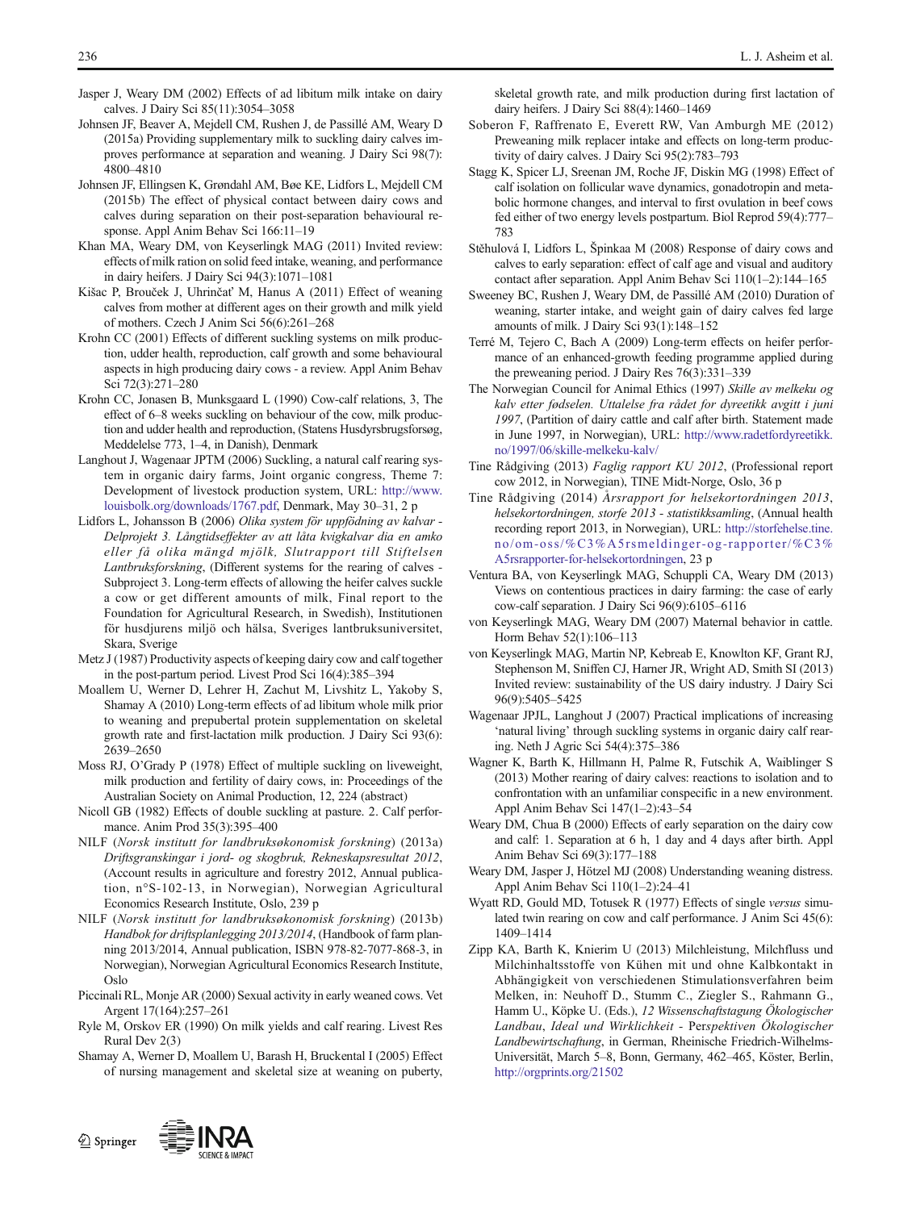Jasper J, Weary DM (2002) Effects of ad libitum milk intake on dairy calves. J Dairy Sci 85(11):3054–3058

Johnsen JF, Beaver A, Mejdell CM, Rushen J, de Passillé AM, Weary D (2015a) Providing supplementary milk to suckling dairy calves improves performance at separation and weaning. J Dairy Sci 98(7): 4800–4810

Johnsen JF, Ellingsen K, Grøndahl AM, Bøe KE, Lidfors L, Mejdell CM (2015b) The effect of physical contact between dairy cows and calves during separation on their post-separation behavioural response. Appl Anim Behav Sci 166:11–19

Khan MA, Weary DM, von Keyserlingk MAG (2011) Invited review: effects of milk ration on solid feed intake, weaning, and performance in dairy heifers. J Dairy Sci 94(3):1071–1081

Kišac P, Brouček J, Uhrinčať M, Hanus A (2011) Effect of weaning calves from mother at different ages on their growth and milk yield of mothers. Czech J Anim Sci 56(6):261–268

Krohn CC (2001) Effects of different suckling systems on milk production, udder health, reproduction, calf growth and some behavioural aspects in high producing dairy cows - a review. Appl Anim Behav Sci 72(3):271–280

Krohn CC, Jonasen B, Munksgaard L (1990) Cow-calf relations, 3, The effect of 6–8 weeks suckling on behaviour of the cow, milk production and udder health and reproduction, (Statens Husdyrsbrugsforsøg, Meddelelse 773, 1–4, in Danish), Denmark

Langhout J, Wagenaar JPTM (2006) Suckling, a natural calf rearing system in organic dairy farms, Joint organic congress, Theme 7: Development of livestock production system, URL: http://www.louisbolk.org/downloads/1767.pdf, Denmark, May 30–31, 2 p

Lidfors L, Johansson B (2006) *Olika system för uppfödning av kalvar - Delprojekt 3. Långtidseffekter av att låta kvigkalvar dia en amko eller få olika mängd mjölk, Slutrapport till Stiftelsen Lantbruksforskning*, (Different systems for the rearing of calves - Subproject 3. Long-term effects of allowing the heifer calves suckle a cow or get different amounts of milk, Final report to the Foundation for Agricultural Research, in Swedish), Institutionen för husdjurens miljö och hälsa, Sveriges lantbruksuniversitet, Skara, Sverige

Metz J (1987) Productivity aspects of keeping dairy cow and calf together in the post-partum period. Livest Prod Sci 16(4):385–394

Moallem U, Werner D, Lehrer H, Zachut M, Livshitz L, Yakoby S, Shamay A (2010) Long-term effects of ad libitum whole milk prior to weaning and prepubertal protein supplementation on skeletal growth rate and first-lactation milk production. J Dairy Sci 93(6): 2639–2650

Moss RJ, O'Grady P (1978) Effect of multiple suckling on liveweight, milk production and fertility of dairy cows, in: Proceedings of the Australian Society on Animal Production, 12, 224 (abstract)

Nicoll GB (1982) Effects of double suckling at pasture. 2. Calf performance. Anim Prod 35(3):395–400

NILF (*Norsk institutt for landbruksøkonomisk forskning*) (2013a) *Driftsgranskingar i jord- og skogbruk, Rekneskapsresultat 2012*, (Account results in agriculture and forestry 2012, Annual publication, n°S-102-13, in Norwegian), Norwegian Agricultural Economics Research Institute, Oslo, 239 p

NILF (*Norsk institutt for landbruksøkonomisk forskning*) (2013b) *Handbok for driftsplanlegging 2013/2014*, (Handbook of farm planning 2013/2014, Annual publication, ISBN 978-82-7077-868-3, in Norwegian), Norwegian Agricultural Economics Research Institute, Oslo

Piccinali RL, Monje AR (2000) Sexual activity in early weaned cows. Vet Argent 17(164):257–261

Ryle M, Orskov ER (1990) On milk yields and calf rearing. Livest Res Rural Dev 2(3)

Shamay A, Werner D, Moallem U, Barash H, Bruckental I (2005) Effect of nursing management and skeletal size at weaning on puberty, skeletal growth rate, and milk production during first lactation of dairy heifers. J Dairy Sci 88(4):1460–1469

Soberon F, Raffrenato E, Everett RW, Van Amburgh ME (2012) Preweaning milk replacer intake and effects on long-term productivity of dairy calves. J Dairy Sci 95(2):783–793

Stagg K, Spicer LJ, Sreenan JM, Roche JF, Diskin MG (1998) Effect of calf isolation on follicular wave dynamics, gonadotropin and metabolic hormone changes, and interval to first ovulation in beef cows fed either of two energy levels postpartum. Biol Reprod 59(4):777–783

Stěhulová I, Lidfors L, Špinkaa M (2008) Response of dairy cows and calves to early separation: effect of calf age and visual and auditory contact after separation. Appl Anim Behav Sci 110(1–2):144–165

Sweeney BC, Rushen J, Weary DM, de Passillé AM (2010) Duration of weaning, starter intake, and weight gain of dairy calves fed large amounts of milk. J Dairy Sci 93(1):148–152

Terré M, Tejero C, Bach A (2009) Long-term effects on heifer performance of an enhanced-growth feeding programme applied during the preweaning period. J Dairy Res 76(3):331–339

The Norwegian Council for Animal Ethics (1997) *Skille av melkeku og kalv etter fødselen. Uttalelse fra rådet for dyreetikk avgitt i juni 1997*, (Partition of dairy cattle and calf after birth. Statement made in June 1997, in Norwegian), URL: http://www.radetfordyreetikk.no/1997/06/skille-melkeku-kalv/

Tine Rådgiving (2013) *Faglig rapport KU 2012*, (Professional report cow 2012, in Norwegian), TINE Midt-Norge, Oslo, 36 p

Tine Rådgiving (2014) *Årsrapport for helsekortordningen 2013, helsekortordningen, storfe 2013 - statistikksamling*, (Annual health recording report 2013, in Norwegian), URL: http://storfehelse.tine.no/om-oss/%C3%A5rsmeldinger-og-rapporter/%C3%A5rsrapporter-for-helsekortordningen, 23 p

Ventura BA, von Keyserlingk MAG, Schuppli CA, Weary DM (2013) Views on contentious practices in dairy farming: the case of early cow-calf separation. J Dairy Sci 96(9):6105–6116

von Keyserlingk MAG, Weary DM (2007) Maternal behavior in cattle. Horm Behav 52(1):106–113

von Keyserlingk MAG, Martin NP, Kebreab E, Knowlton KF, Grant RJ, Stephenson M, Sniffen CJ, Harner JR, Wright AD, Smith SI (2013) Invited review: sustainability of the US dairy industry. J Dairy Sci 96(9):5405–5425

Wagenaar JPJL, Langhout J (2007) Practical implications of increasing 'natural living' through suckling systems in organic dairy calf rearing. Neth J Agric Sci 54(4):375–386

Wagner K, Barth K, Hillmann H, Palme R, Futschik A, Waiblinger S (2013) Mother rearing of dairy calves: reactions to isolation and to confrontation with an unfamiliar conspecific in a new environment. Appl Anim Behav Sci 147(1–2):43–54

Weary DM, Chua B (2000) Effects of early separation on the dairy cow and calf: 1. Separation at 6 h, 1 day and 4 days after birth. Appl Anim Behav Sci 69(3):177–188

Weary DM, Jasper J, Hötzel MJ (2008) Understanding weaning distress. Appl Anim Behav Sci 110(1–2):24–41

Wyatt RD, Gould MD, Totusek R (1977) Effects of single *versus* simulated twin rearing on cow and calf performance. J Anim Sci 45(6): 1409–1414

Zipp KA, Barth K, Knierim U (2013) Milchleistung, Milchfluss und Milchinhaltsstoffe von Kühen mit und ohne Kalbkontakt in Abhängigkeit von verschiedenen Stimulationsverfahren beim Melken, in: Neuhoff D., Stumm C., Ziegler S., Rahmann G., Hamm U., Köpke U. (Eds.), *12 Wissenschaftstagung Ökologischer Landbau, Ideal und Wirklichkeit - Perspektiven Ökologischer Landbewirtschaftung*, in German, Rheinische Friedrich-Wilhelms-Universität, March 5–8, Bonn, Germany, 462–465, Köster, Berlin, http://orgprints.org/21502